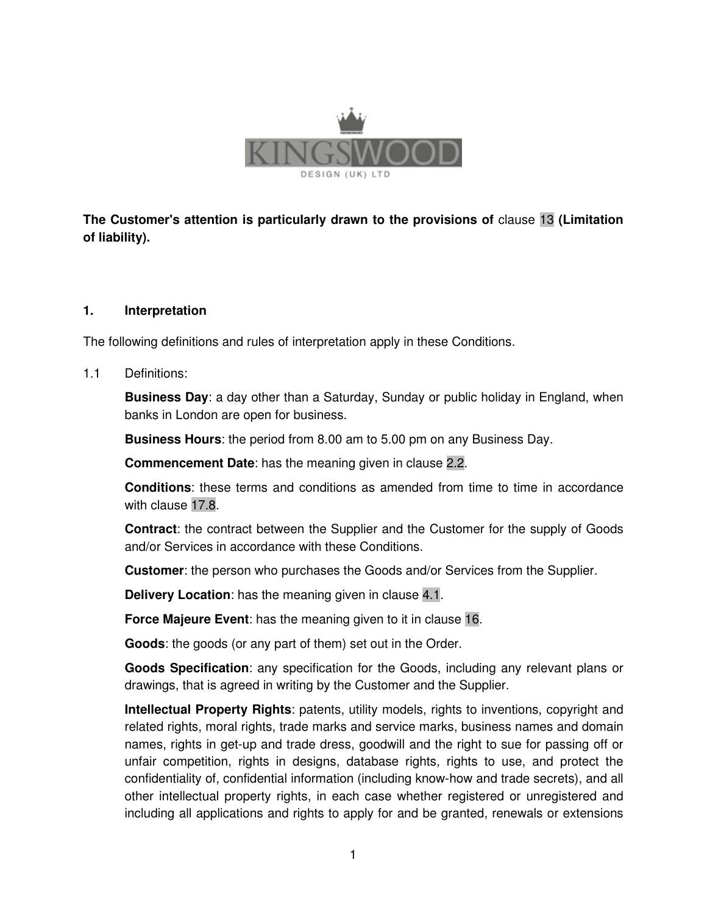**The Customer's attention is particularly drawn to the provisions of** clause 13 **(Limitation of liability).**

## 1. Interpretation

The following definitions and rules of interpretation apply in these Conditions.

1.1 Definitions:

**Business Day**: a day other than a Saturday, Sunday or public holiday in England, when banks in London are open for business.

**Business Hours**: the period from 8.00 am to 5.00 pm on any Business Day.

**Commencement Date**: has the meaning given in clause 2.2.

**Conditions**: these terms and conditions as amended from time to time in accordance with clause 17.8.

**Contract**: the contract between the Supplier and the Customer for the supply of Goods and/or Services in accordance with these Conditions.

**Customer**: the person who purchases the Goods and/or Services from the Supplier.

**Delivery Location**: has the meaning given in clause 4.1.

**Force Majeure Event**: has the meaning given to it in clause 16.

**Goods**: the goods (or any part of them) set out in the Order.

**Goods Specification**: any specification for the Goods, including any relevant plans or drawings, that is agreed in writing by the Customer and the Supplier.

**Intellectual Property Rights**: patents, utility models, rights to inventions, copyright and related rights, moral rights, trade marks and service marks, business names and domain names, rights in get-up and trade dress, goodwill and the right to sue for passing off or unfair competition, rights in designs, database rights, rights to use, and protect the confidentiality of, confidential information (including know-how and trade secrets), and all other intellectual property rights, in each case whether registered or unregistered and including all applications and rights to apply for and be granted, renewals or extensions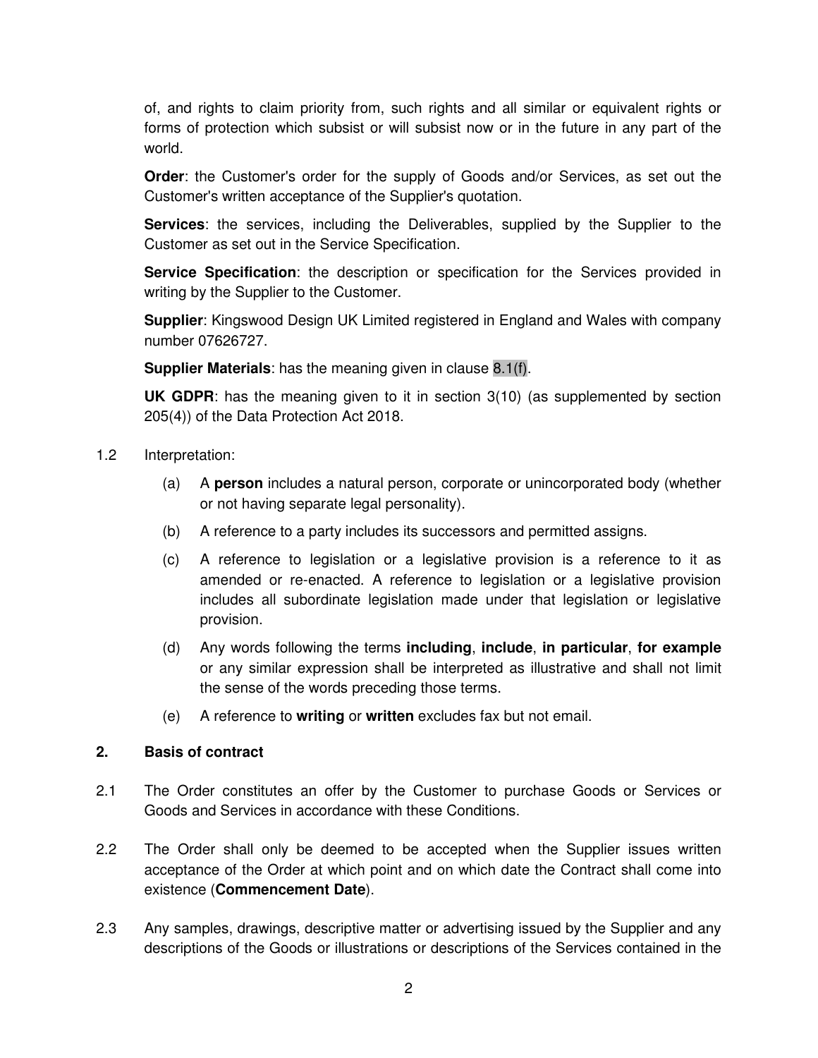of, and rights to claim priority from, such rights and all similar or equivalent rights or forms of protection which subsist or will subsist now or in the future in any part of the world.

**Order**: the Customer's order for the supply of Goods and/or Services, as set out the Customer's written acceptance of the Supplier's quotation.

**Services**: the services, including the Deliverables, supplied by the Supplier to the Customer as set out in the Service Specification.

**Service Specification**: the description or specification for the Services provided in writing by the Supplier to the Customer.

**Supplier**: Kingswood Design UK Limited registered in England and Wales with company number 07626727.

**Supplier Materials**: has the meaning given in clause 8.1(f).

**UK GDPR**: has the meaning given to it in section 3(10) (as supplemented by section 205(4)) of the Data Protection Act 2018.

1.2 Interpretation:

(a) A **person** includes a natural person, corporate or unincorporated body (whether or not having separate legal personality).

(b) A reference to a party includes its successors and permitted assigns.

(c) A reference to legislation or a legislative provision is a reference to it as amended or re-enacted. A reference to legislation or a legislative provision includes all subordinate legislation made under that legislation or legislative provision.

(d) Any words following the terms **including**, **include**, **in particular**, **for example** or any similar expression shall be interpreted as illustrative and shall not limit the sense of the words preceding those terms.

(e) A reference to **writing** or **written** excludes fax but not email.

## 2. Basis of contract

2.1 The Order constitutes an offer by the Customer to purchase Goods or Services or Goods and Services in accordance with these Conditions.

2.2 The Order shall only be deemed to be accepted when the Supplier issues written acceptance of the Order at which point and on which date the Contract shall come into existence (**Commencement Date**).

2.3 Any samples, drawings, descriptive matter or advertising issued by the Supplier and any descriptions of the Goods or illustrations or descriptions of the Services contained in the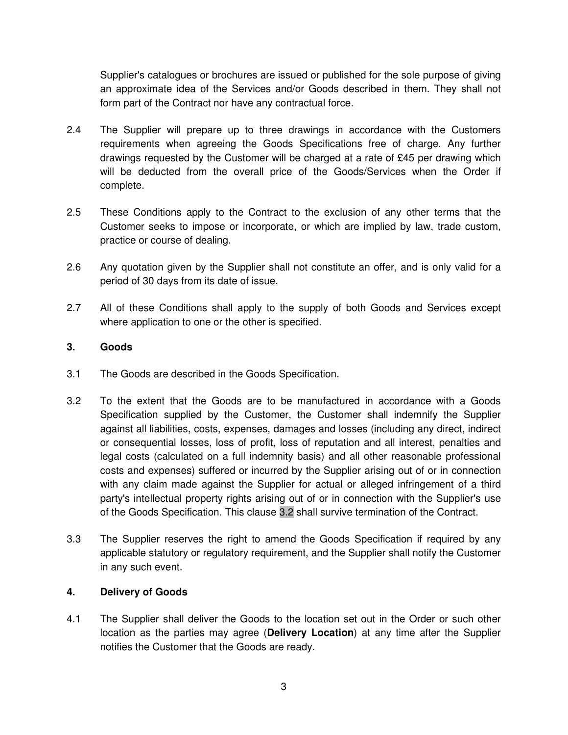Supplier's catalogues or brochures are issued or published for the sole purpose of giving an approximate idea of the Services and/or Goods described in them. They shall not form part of the Contract nor have any contractual force.

2.4 The Supplier will prepare up to three drawings in accordance with the Customers requirements when agreeing the Goods Specifications free of charge. Any further drawings requested by the Customer will be charged at a rate of £45 per drawing which will be deducted from the overall price of the Goods/Services when the Order if complete.

2.5 These Conditions apply to the Contract to the exclusion of any other terms that the Customer seeks to impose or incorporate, or which are implied by law, trade custom, practice or course of dealing.

2.6 Any quotation given by the Supplier shall not constitute an offer, and is only valid for a period of 30 days from its date of issue.

2.7 All of these Conditions shall apply to the supply of both Goods and Services except where application to one or the other is specified.

**3. Goods**

3.1 The Goods are described in the Goods Specification.

3.2 To the extent that the Goods are to be manufactured in accordance with a Goods Specification supplied by the Customer, the Customer shall indemnify the Supplier against all liabilities, costs, expenses, damages and losses (including any direct, indirect or consequential losses, loss of profit, loss of reputation and all interest, penalties and legal costs (calculated on a full indemnity basis) and all other reasonable professional costs and expenses) suffered or incurred by the Supplier arising out of or in connection with any claim made against the Supplier for actual or alleged infringement of a third party's intellectual property rights arising out of or in connection with the Supplier's use of the Goods Specification. This clause 3.2 shall survive termination of the Contract.

3.3 The Supplier reserves the right to amend the Goods Specification if required by any applicable statutory or regulatory requirement, and the Supplier shall notify the Customer in any such event.

**4. Delivery of Goods**

4.1 The Supplier shall deliver the Goods to the location set out in the Order or such other location as the parties may agree (**Delivery Location**) at any time after the Supplier notifies the Customer that the Goods are ready.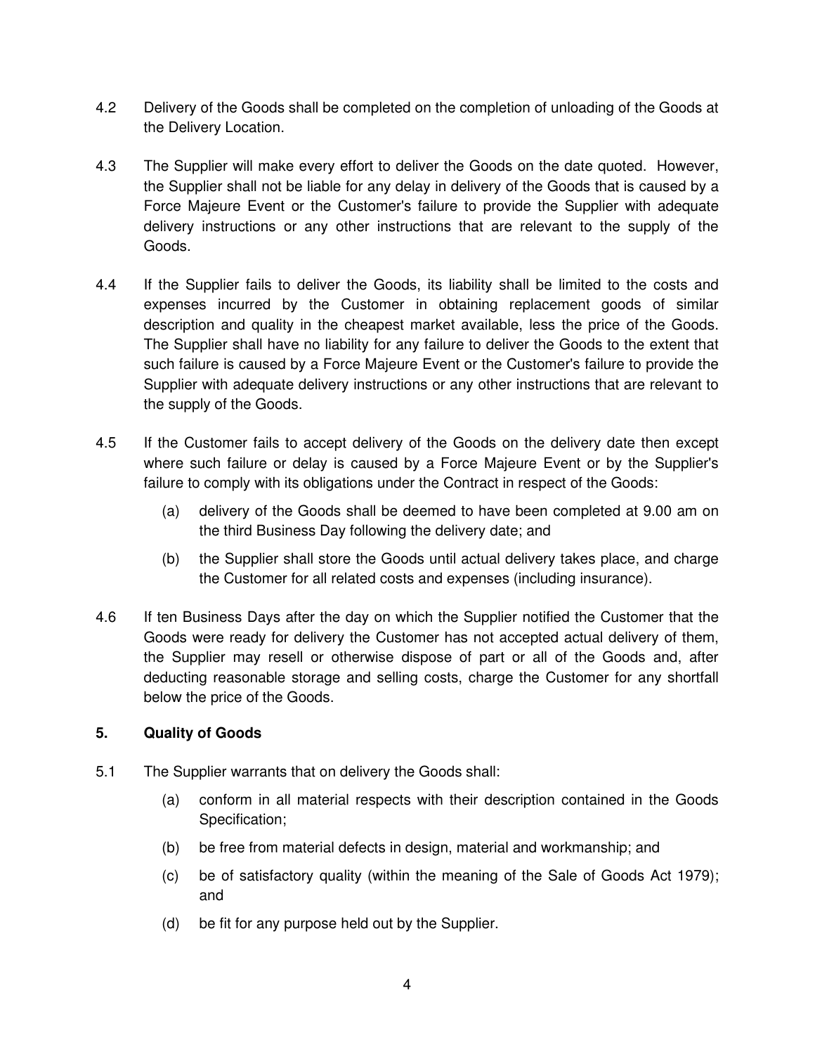4.2 Delivery of the Goods shall be completed on the completion of unloading of the Goods at the Delivery Location.

4.3 The Supplier will make every effort to deliver the Goods on the date quoted. However, the Supplier shall not be liable for any delay in delivery of the Goods that is caused by a Force Majeure Event or the Customer's failure to provide the Supplier with adequate delivery instructions or any other instructions that are relevant to the supply of the Goods.

4.4 If the Supplier fails to deliver the Goods, its liability shall be limited to the costs and expenses incurred by the Customer in obtaining replacement goods of similar description and quality in the cheapest market available, less the price of the Goods. The Supplier shall have no liability for any failure to deliver the Goods to the extent that such failure is caused by a Force Majeure Event or the Customer's failure to provide the Supplier with adequate delivery instructions or any other instructions that are relevant to the supply of the Goods.

4.5 If the Customer fails to accept delivery of the Goods on the delivery date then except where such failure or delay is caused by a Force Majeure Event or by the Supplier's failure to comply with its obligations under the Contract in respect of the Goods:

  (a) delivery of the Goods shall be deemed to have been completed at 9.00 am on the third Business Day following the delivery date; and

  (b) the Supplier shall store the Goods until actual delivery takes place, and charge the Customer for all related costs and expenses (including insurance).

4.6 If ten Business Days after the day on which the Supplier notified the Customer that the Goods were ready for delivery the Customer has not accepted actual delivery of them, the Supplier may resell or otherwise dispose of part or all of the Goods and, after deducting reasonable storage and selling costs, charge the Customer for any shortfall below the price of the Goods.

## 5. Quality of Goods

5.1 The Supplier warrants that on delivery the Goods shall:

  (a) conform in all material respects with their description contained in the Goods Specification;

  (b) be free from material defects in design, material and workmanship; and

  (c) be of satisfactory quality (within the meaning of the Sale of Goods Act 1979); and

  (d) be fit for any purpose held out by the Supplier.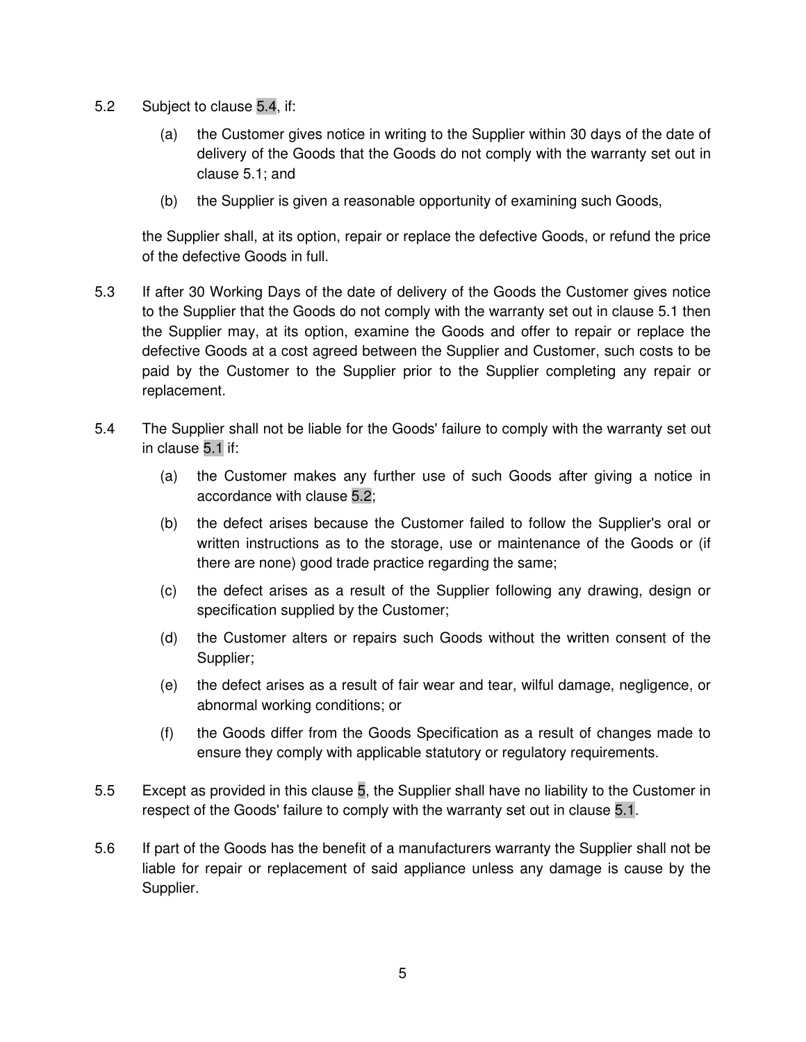5.2 Subject to clause 5.4, if:

    (a) the Customer gives notice in writing to the Supplier within 30 days of the date of delivery of the Goods that the Goods do not comply with the warranty set out in clause 5.1; and

    (b) the Supplier is given a reasonable opportunity of examining such Goods,

    the Supplier shall, at its option, repair or replace the defective Goods, or refund the price of the defective Goods in full.

5.3 If after 30 Working Days of the date of delivery of the Goods the Customer gives notice to the Supplier that the Goods do not comply with the warranty set out in clause 5.1 then the Supplier may, at its option, examine the Goods and offer to repair or replace the defective Goods at a cost agreed between the Supplier and Customer, such costs to be paid by the Customer to the Supplier prior to the Supplier completing any repair or replacement.

5.4 The Supplier shall not be liable for the Goods' failure to comply with the warranty set out in clause 5.1 if:

    (a) the Customer makes any further use of such Goods after giving a notice in accordance with clause 5.2;

    (b) the defect arises because the Customer failed to follow the Supplier's oral or written instructions as to the storage, use or maintenance of the Goods or (if there are none) good trade practice regarding the same;

    (c) the defect arises as a result of the Supplier following any drawing, design or specification supplied by the Customer;

    (d) the Customer alters or repairs such Goods without the written consent of the Supplier;

    (e) the defect arises as a result of fair wear and tear, wilful damage, negligence, or abnormal working conditions; or

    (f) the Goods differ from the Goods Specification as a result of changes made to ensure they comply with applicable statutory or regulatory requirements.

5.5 Except as provided in this clause 5, the Supplier shall have no liability to the Customer in respect of the Goods' failure to comply with the warranty set out in clause 5.1.

5.6 If part of the Goods has the benefit of a manufacturers warranty the Supplier shall not be liable for repair or replacement of said appliance unless any damage is cause by the Supplier.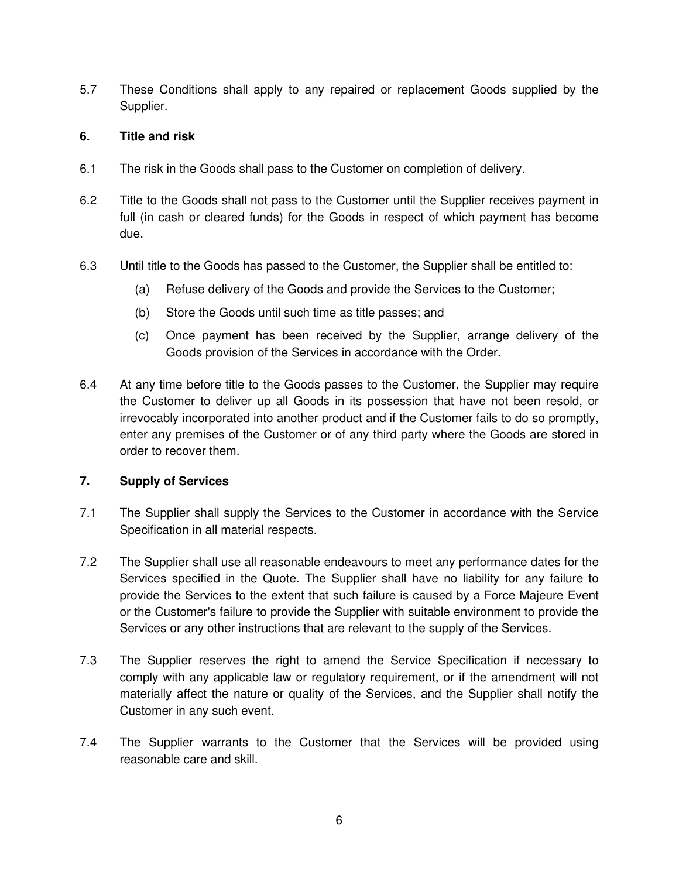5.7 These Conditions shall apply to any repaired or replacement Goods supplied by the Supplier.

## 6. Title and risk

6.1 The risk in the Goods shall pass to the Customer on completion of delivery.

6.2 Title to the Goods shall not pass to the Customer until the Supplier receives payment in full (in cash or cleared funds) for the Goods in respect of which payment has become due.

6.3 Until title to the Goods has passed to the Customer, the Supplier shall be entitled to:

(a) Refuse delivery of the Goods and provide the Services to the Customer;

(b) Store the Goods until such time as title passes; and

(c) Once payment has been received by the Supplier, arrange delivery of the Goods provision of the Services in accordance with the Order.

6.4 At any time before title to the Goods passes to the Customer, the Supplier may require the Customer to deliver up all Goods in its possession that have not been resold, or irrevocably incorporated into another product and if the Customer fails to do so promptly, enter any premises of the Customer or of any third party where the Goods are stored in order to recover them.

## 7. Supply of Services

7.1 The Supplier shall supply the Services to the Customer in accordance with the Service Specification in all material respects.

7.2 The Supplier shall use all reasonable endeavours to meet any performance dates for the Services specified in the Quote. The Supplier shall have no liability for any failure to provide the Services to the extent that such failure is caused by a Force Majeure Event or the Customer's failure to provide the Supplier with suitable environment to provide the Services or any other instructions that are relevant to the supply of the Services.

7.3 The Supplier reserves the right to amend the Service Specification if necessary to comply with any applicable law or regulatory requirement, or if the amendment will not materially affect the nature or quality of the Services, and the Supplier shall notify the Customer in any such event.

7.4 The Supplier warrants to the Customer that the Services will be provided using reasonable care and skill.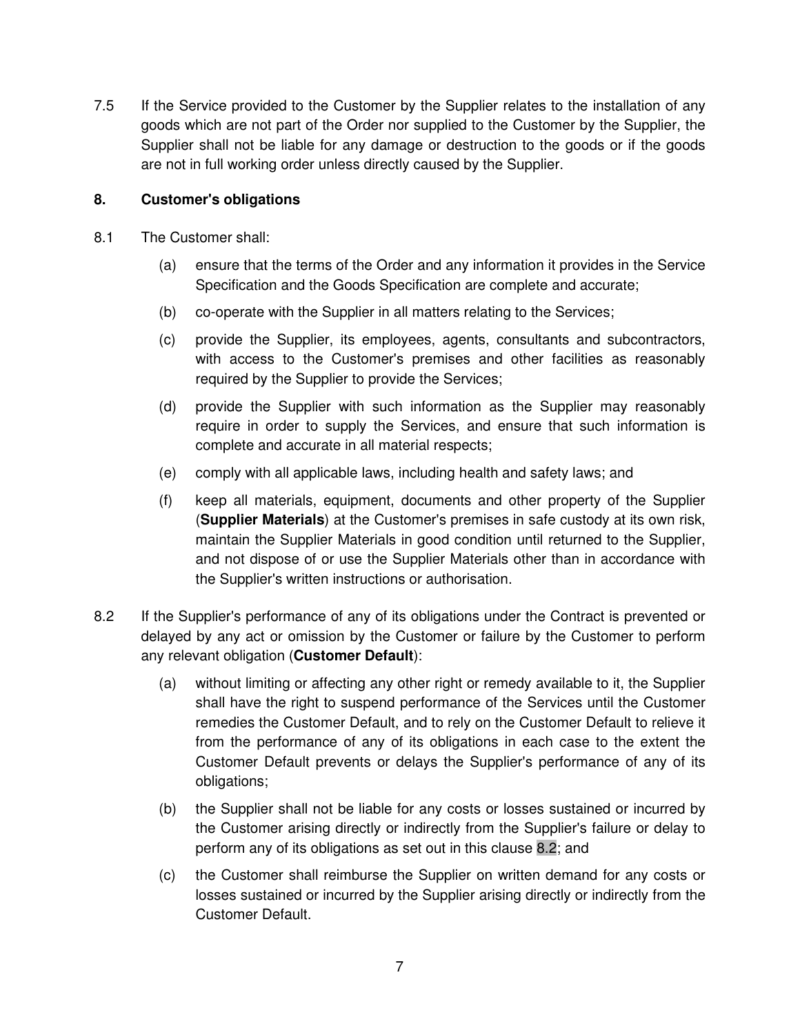7.5 If the Service provided to the Customer by the Supplier relates to the installation of any goods which are not part of the Order nor supplied to the Customer by the Supplier, the Supplier shall not be liable for any damage or destruction to the goods or if the goods are not in full working order unless directly caused by the Supplier.

**8. Customer's obligations**

8.1 The Customer shall:

(a) ensure that the terms of the Order and any information it provides in the Service Specification and the Goods Specification are complete and accurate;

(b) co-operate with the Supplier in all matters relating to the Services;

(c) provide the Supplier, its employees, agents, consultants and subcontractors, with access to the Customer's premises and other facilities as reasonably required by the Supplier to provide the Services;

(d) provide the Supplier with such information as the Supplier may reasonably require in order to supply the Services, and ensure that such information is complete and accurate in all material respects;

(e) comply with all applicable laws, including health and safety laws; and

(f) keep all materials, equipment, documents and other property of the Supplier (**Supplier Materials**) at the Customer's premises in safe custody at its own risk, maintain the Supplier Materials in good condition until returned to the Supplier, and not dispose of or use the Supplier Materials other than in accordance with the Supplier's written instructions or authorisation.

8.2 If the Supplier's performance of any of its obligations under the Contract is prevented or delayed by any act or omission by the Customer or failure by the Customer to perform any relevant obligation (**Customer Default**):

(a) without limiting or affecting any other right or remedy available to it, the Supplier shall have the right to suspend performance of the Services until the Customer remedies the Customer Default, and to rely on the Customer Default to relieve it from the performance of any of its obligations in each case to the extent the Customer Default prevents or delays the Supplier's performance of any of its obligations;

(b) the Supplier shall not be liable for any costs or losses sustained or incurred by the Customer arising directly or indirectly from the Supplier's failure or delay to perform any of its obligations as set out in this clause 8.2; and

(c) the Customer shall reimburse the Supplier on written demand for any costs or losses sustained or incurred by the Supplier arising directly or indirectly from the Customer Default.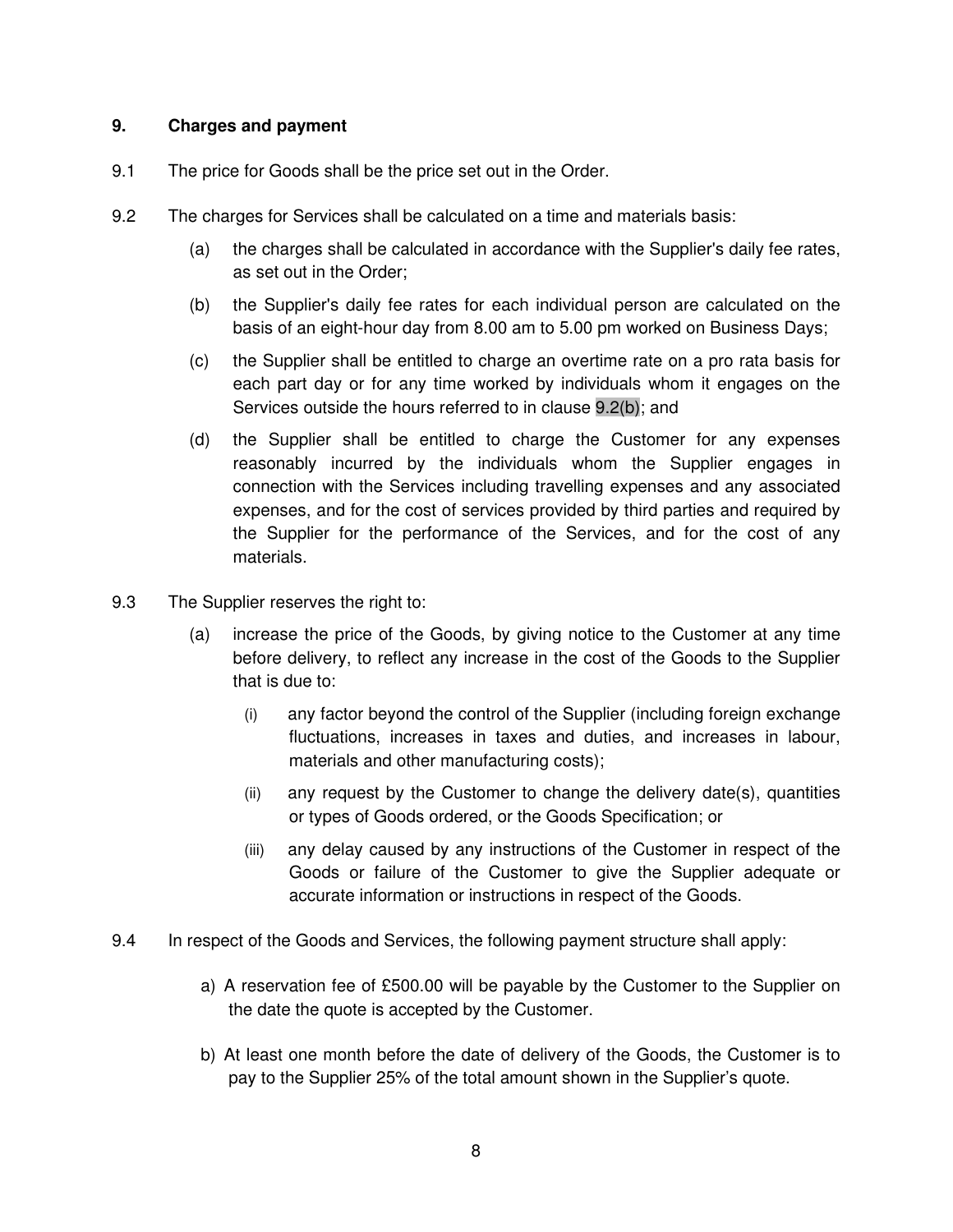## 9. Charges and payment

9.1 The price for Goods shall be the price set out in the Order.

9.2 The charges for Services shall be calculated on a time and materials basis:

(a) the charges shall be calculated in accordance with the Supplier's daily fee rates, as set out in the Order;

(b) the Supplier's daily fee rates for each individual person are calculated on the basis of an eight-hour day from 8.00 am to 5.00 pm worked on Business Days;

(c) the Supplier shall be entitled to charge an overtime rate on a pro rata basis for each part day or for any time worked by individuals whom it engages on the Services outside the hours referred to in clause 9.2(b); and

(d) the Supplier shall be entitled to charge the Customer for any expenses reasonably incurred by the individuals whom the Supplier engages in connection with the Services including travelling expenses and any associated expenses, and for the cost of services provided by third parties and required by the Supplier for the performance of the Services, and for the cost of any materials.

9.3 The Supplier reserves the right to:

(a) increase the price of the Goods, by giving notice to the Customer at any time before delivery, to reflect any increase in the cost of the Goods to the Supplier that is due to:

(i) any factor beyond the control of the Supplier (including foreign exchange fluctuations, increases in taxes and duties, and increases in labour, materials and other manufacturing costs);

(ii) any request by the Customer to change the delivery date(s), quantities or types of Goods ordered, or the Goods Specification; or

(iii) any delay caused by any instructions of the Customer in respect of the Goods or failure of the Customer to give the Supplier adequate or accurate information or instructions in respect of the Goods.

9.4 In respect of the Goods and Services, the following payment structure shall apply:

a) A reservation fee of £500.00 will be payable by the Customer to the Supplier on the date the quote is accepted by the Customer.

b) At least one month before the date of delivery of the Goods, the Customer is to pay to the Supplier 25% of the total amount shown in the Supplier's quote.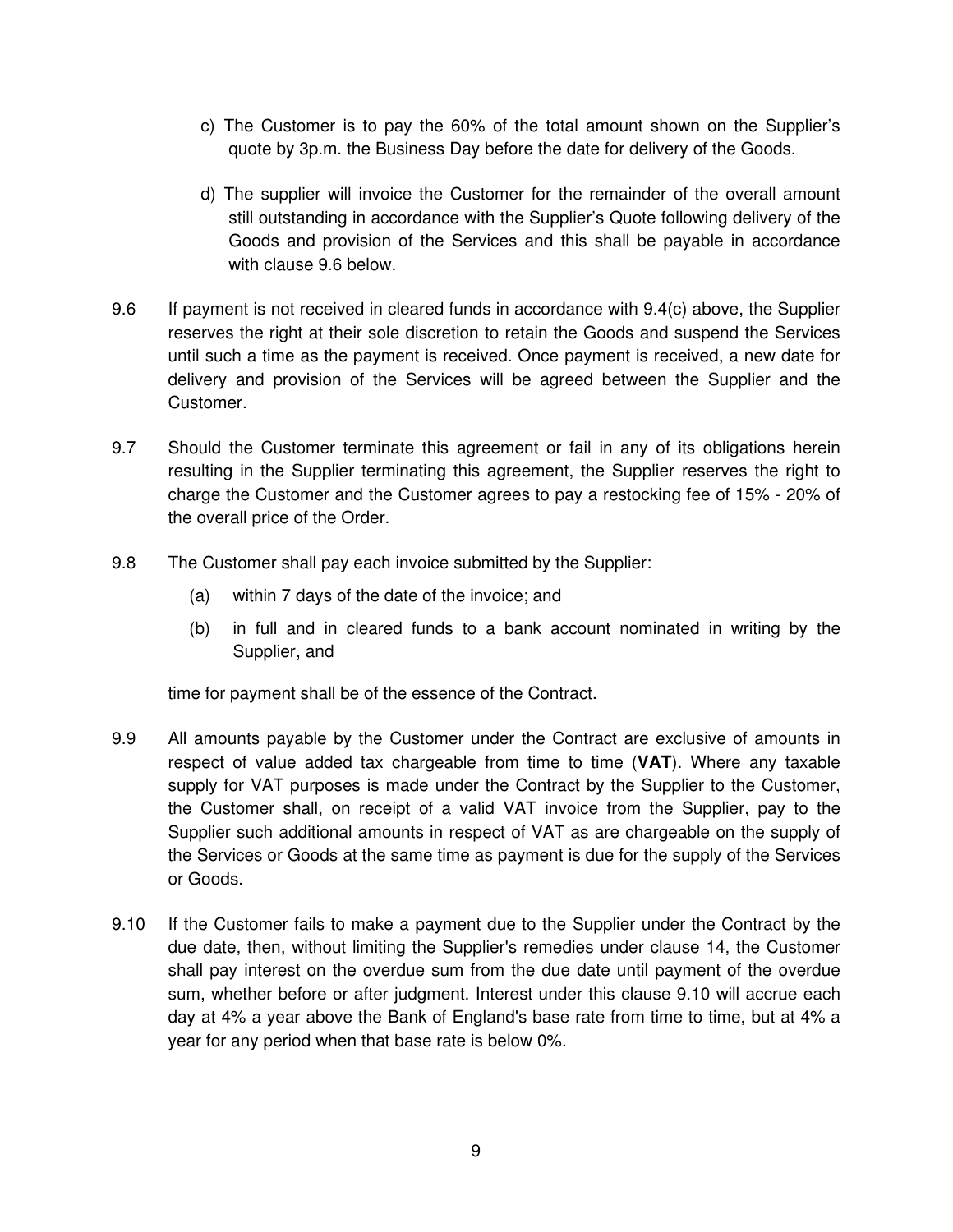c) The Customer is to pay the 60% of the total amount shown on the Supplier's quote by 3p.m. the Business Day before the date for delivery of the Goods.

d) The supplier will invoice the Customer for the remainder of the overall amount still outstanding in accordance with the Supplier's Quote following delivery of the Goods and provision of the Services and this shall be payable in accordance with clause 9.6 below.

9.6 If payment is not received in cleared funds in accordance with 9.4(c) above, the Supplier reserves the right at their sole discretion to retain the Goods and suspend the Services until such a time as the payment is received. Once payment is received, a new date for delivery and provision of the Services will be agreed between the Supplier and the Customer.

9.7 Should the Customer terminate this agreement or fail in any of its obligations herein resulting in the Supplier terminating this agreement, the Supplier reserves the right to charge the Customer and the Customer agrees to pay a restocking fee of 15% - 20% of the overall price of the Order.

9.8 The Customer shall pay each invoice submitted by the Supplier:

(a) within 7 days of the date of the invoice; and

(b) in full and in cleared funds to a bank account nominated in writing by the Supplier, and

time for payment shall be of the essence of the Contract.

9.9 All amounts payable by the Customer under the Contract are exclusive of amounts in respect of value added tax chargeable from time to time (**VAT**). Where any taxable supply for VAT purposes is made under the Contract by the Supplier to the Customer, the Customer shall, on receipt of a valid VAT invoice from the Supplier, pay to the Supplier such additional amounts in respect of VAT as are chargeable on the supply of the Services or Goods at the same time as payment is due for the supply of the Services or Goods.

9.10 If the Customer fails to make a payment due to the Supplier under the Contract by the due date, then, without limiting the Supplier's remedies under clause 14, the Customer shall pay interest on the overdue sum from the due date until payment of the overdue sum, whether before or after judgment. Interest under this clause 9.10 will accrue each day at 4% a year above the Bank of England's base rate from time to time, but at 4% a year for any period when that base rate is below 0%.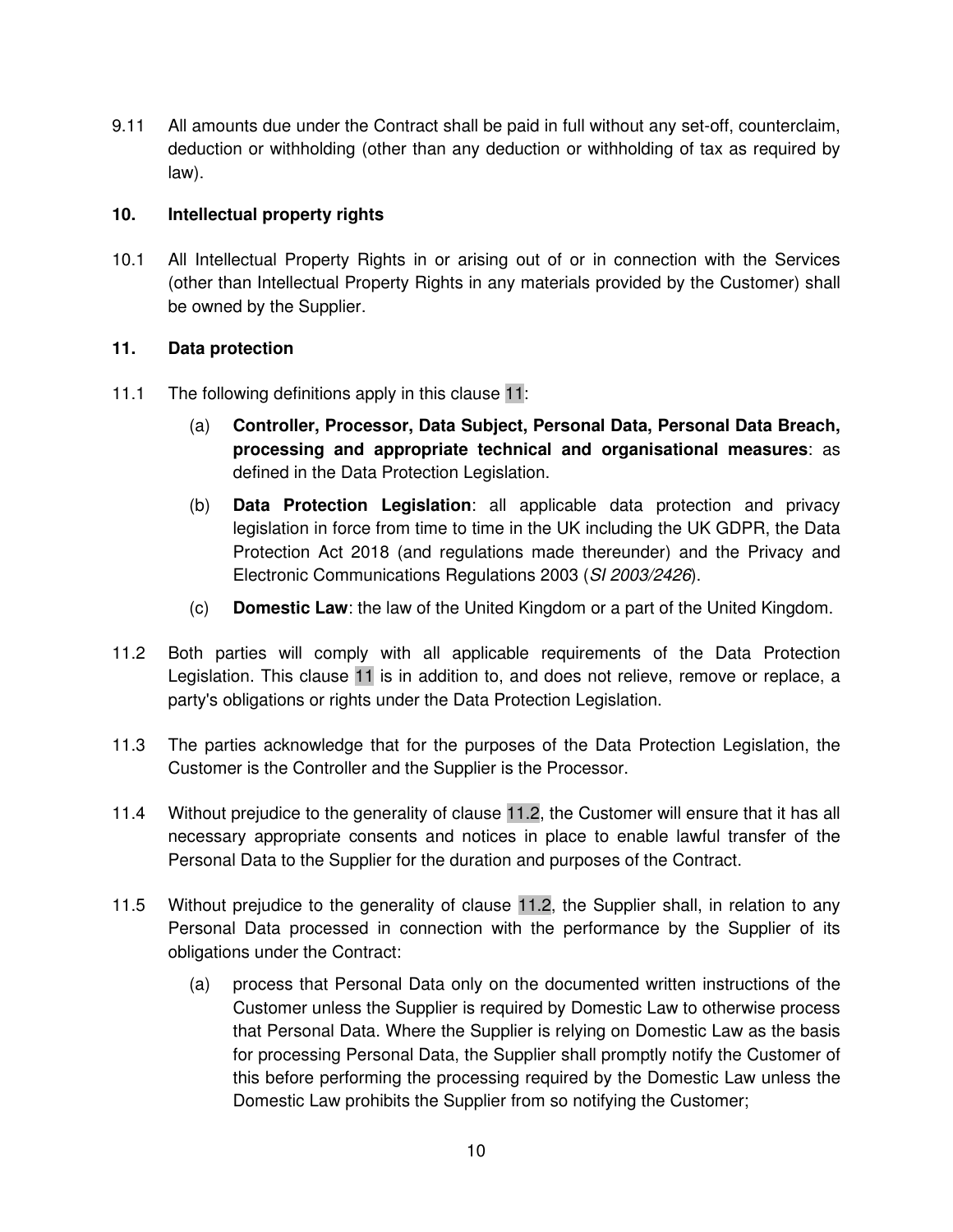9.11 All amounts due under the Contract shall be paid in full without any set-off, counterclaim, deduction or withholding (other than any deduction or withholding of tax as required by law).

## 10. Intellectual property rights

10.1 All Intellectual Property Rights in or arising out of or in connection with the Services (other than Intellectual Property Rights in any materials provided by the Customer) shall be owned by the Supplier.

## 11. Data protection

11.1 The following definitions apply in this clause 11:

(a) **Controller, Processor, Data Subject, Personal Data, Personal Data Breach, processing and appropriate technical and organisational measures**: as defined in the Data Protection Legislation.

(b) **Data Protection Legislation**: all applicable data protection and privacy legislation in force from time to time in the UK including the UK GDPR, the Data Protection Act 2018 (and regulations made thereunder) and the Privacy and Electronic Communications Regulations 2003 (*SI 2003/2426*).

(c) **Domestic Law**: the law of the United Kingdom or a part of the United Kingdom.

11.2 Both parties will comply with all applicable requirements of the Data Protection Legislation. This clause 11 is in addition to, and does not relieve, remove or replace, a party's obligations or rights under the Data Protection Legislation.

11.3 The parties acknowledge that for the purposes of the Data Protection Legislation, the Customer is the Controller and the Supplier is the Processor.

11.4 Without prejudice to the generality of clause 11.2, the Customer will ensure that it has all necessary appropriate consents and notices in place to enable lawful transfer of the Personal Data to the Supplier for the duration and purposes of the Contract.

11.5 Without prejudice to the generality of clause 11.2, the Supplier shall, in relation to any Personal Data processed in connection with the performance by the Supplier of its obligations under the Contract:

(a) process that Personal Data only on the documented written instructions of the Customer unless the Supplier is required by Domestic Law to otherwise process that Personal Data. Where the Supplier is relying on Domestic Law as the basis for processing Personal Data, the Supplier shall promptly notify the Customer of this before performing the processing required by the Domestic Law unless the Domestic Law prohibits the Supplier from so notifying the Customer;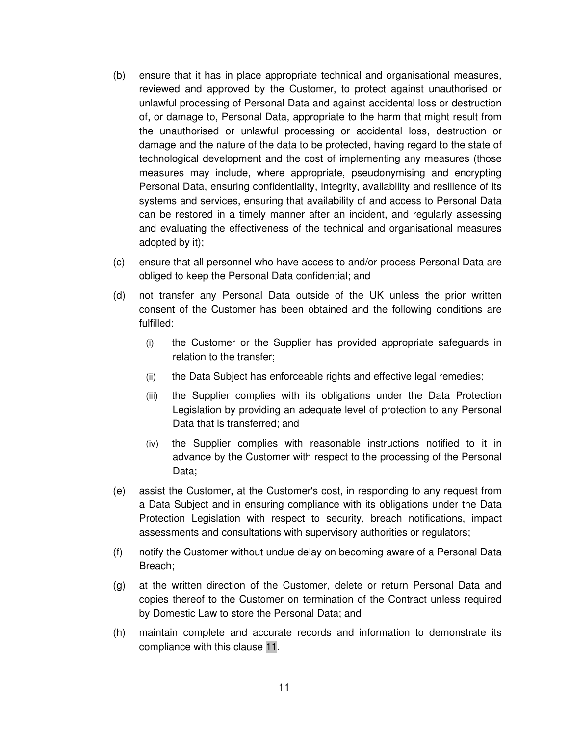(b) ensure that it has in place appropriate technical and organisational measures, reviewed and approved by the Customer, to protect against unauthorised or unlawful processing of Personal Data and against accidental loss or destruction of, or damage to, Personal Data, appropriate to the harm that might result from the unauthorised or unlawful processing or accidental loss, destruction or damage and the nature of the data to be protected, having regard to the state of technological development and the cost of implementing any measures (those measures may include, where appropriate, pseudonymising and encrypting Personal Data, ensuring confidentiality, integrity, availability and resilience of its systems and services, ensuring that availability of and access to Personal Data can be restored in a timely manner after an incident, and regularly assessing and evaluating the effectiveness of the technical and organisational measures adopted by it);

(c) ensure that all personnel who have access to and/or process Personal Data are obliged to keep the Personal Data confidential; and

(d) not transfer any Personal Data outside of the UK unless the prior written consent of the Customer has been obtained and the following conditions are fulfilled:

   (i) the Customer or the Supplier has provided appropriate safeguards in relation to the transfer;

   (ii) the Data Subject has enforceable rights and effective legal remedies;

   (iii) the Supplier complies with its obligations under the Data Protection Legislation by providing an adequate level of protection to any Personal Data that is transferred; and

   (iv) the Supplier complies with reasonable instructions notified to it in advance by the Customer with respect to the processing of the Personal Data;

(e) assist the Customer, at the Customer's cost, in responding to any request from a Data Subject and in ensuring compliance with its obligations under the Data Protection Legislation with respect to security, breach notifications, impact assessments and consultations with supervisory authorities or regulators;

(f) notify the Customer without undue delay on becoming aware of a Personal Data Breach;

(g) at the written direction of the Customer, delete or return Personal Data and copies thereof to the Customer on termination of the Contract unless required by Domestic Law to store the Personal Data; and

(h) maintain complete and accurate records and information to demonstrate its compliance with this clause 11.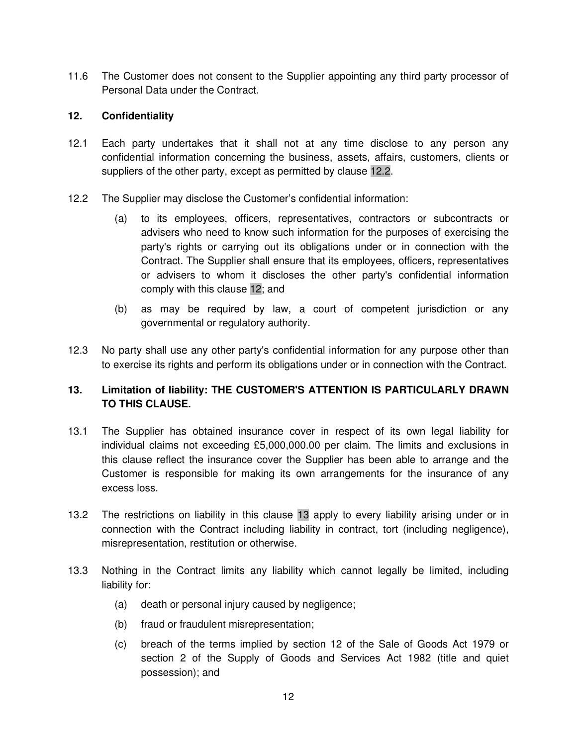11.6 The Customer does not consent to the Supplier appointing any third party processor of Personal Data under the Contract.

**12. Confidentiality**

12.1 Each party undertakes that it shall not at any time disclose to any person any confidential information concerning the business, assets, affairs, customers, clients or suppliers of the other party, except as permitted by clause 12.2.

12.2 The Supplier may disclose the Customer's confidential information:

(a) to its employees, officers, representatives, contractors or subcontracts or advisers who need to know such information for the purposes of exercising the party's rights or carrying out its obligations under or in connection with the Contract. The Supplier shall ensure that its employees, officers, representatives or advisers to whom it discloses the other party's confidential information comply with this clause 12; and

(b) as may be required by law, a court of competent jurisdiction or any governmental or regulatory authority.

12.3 No party shall use any other party's confidential information for any purpose other than to exercise its rights and perform its obligations under or in connection with the Contract.

**13. Limitation of liability: THE CUSTOMER'S ATTENTION IS PARTICULARLY DRAWN TO THIS CLAUSE.**

13.1 The Supplier has obtained insurance cover in respect of its own legal liability for individual claims not exceeding £5,000,000.00 per claim. The limits and exclusions in this clause reflect the insurance cover the Supplier has been able to arrange and the Customer is responsible for making its own arrangements for the insurance of any excess loss.

13.2 The restrictions on liability in this clause 13 apply to every liability arising under or in connection with the Contract including liability in contract, tort (including negligence), misrepresentation, restitution or otherwise.

13.3 Nothing in the Contract limits any liability which cannot legally be limited, including liability for:

(a) death or personal injury caused by negligence;

(b) fraud or fraudulent misrepresentation;

(c) breach of the terms implied by section 12 of the Sale of Goods Act 1979 or section 2 of the Supply of Goods and Services Act 1982 (title and quiet possession); and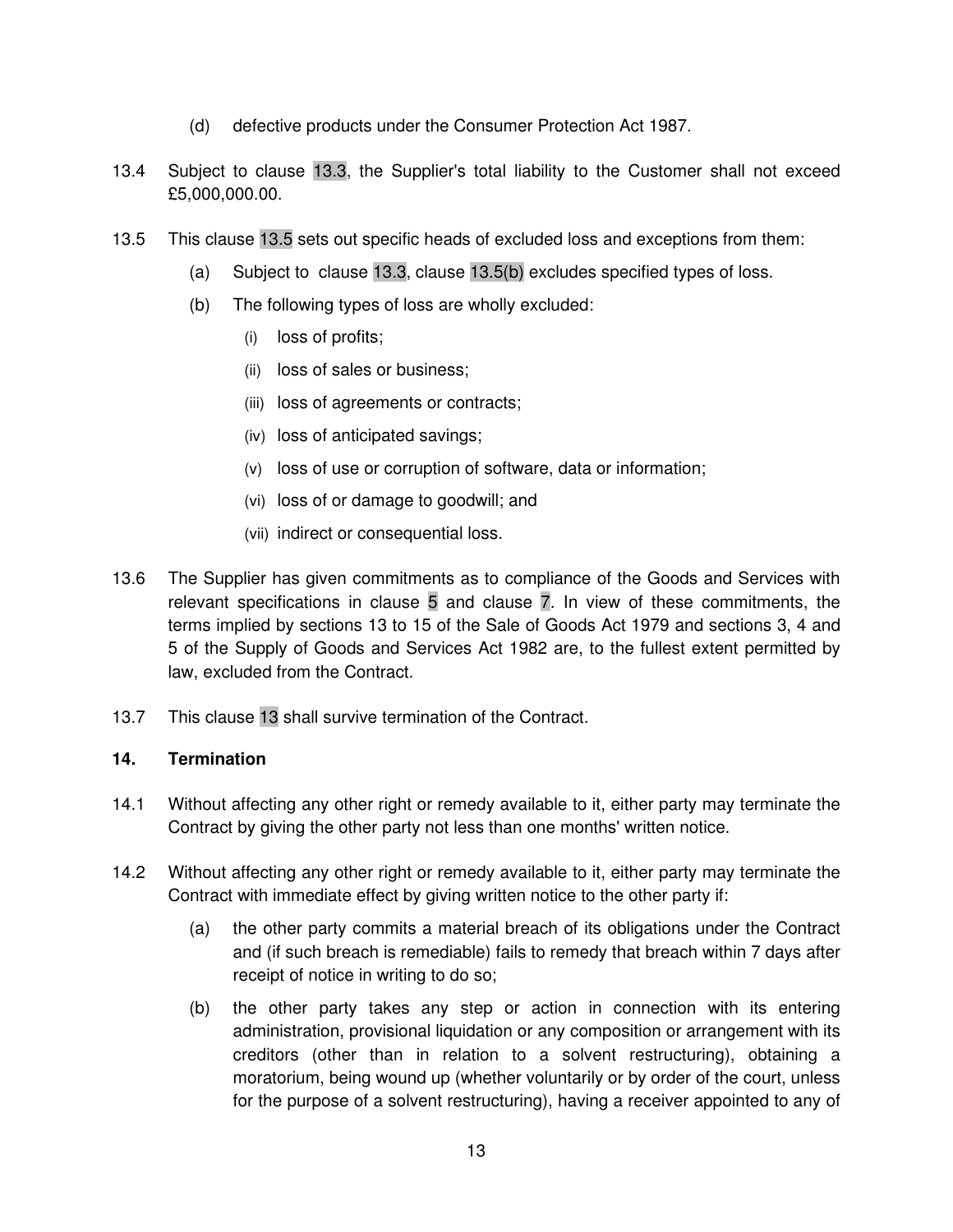(d) defective products under the Consumer Protection Act 1987.

13.4 Subject to clause 13.3, the Supplier's total liability to the Customer shall not exceed £5,000,000.00.

13.5 This clause 13.5 sets out specific heads of excluded loss and exceptions from them:

(a) Subject to clause 13.3, clause 13.5(b) excludes specified types of loss.

(b) The following types of loss are wholly excluded:

(i) loss of profits;

(ii) loss of sales or business;

(iii) loss of agreements or contracts;

(iv) loss of anticipated savings;

(v) loss of use or corruption of software, data or information;

(vi) loss of or damage to goodwill; and

(vii) indirect or consequential loss.

13.6 The Supplier has given commitments as to compliance of the Goods and Services with relevant specifications in clause 5 and clause 7. In view of these commitments, the terms implied by sections 13 to 15 of the Sale of Goods Act 1979 and sections 3, 4 and 5 of the Supply of Goods and Services Act 1982 are, to the fullest extent permitted by law, excluded from the Contract.

13.7 This clause 13 shall survive termination of the Contract.

## 14. Termination

14.1 Without affecting any other right or remedy available to it, either party may terminate the Contract by giving the other party not less than one months' written notice.

14.2 Without affecting any other right or remedy available to it, either party may terminate the Contract with immediate effect by giving written notice to the other party if:

(a) the other party commits a material breach of its obligations under the Contract and (if such breach is remediable) fails to remedy that breach within 7 days after receipt of notice in writing to do so;

(b) the other party takes any step or action in connection with its entering administration, provisional liquidation or any composition or arrangement with its creditors (other than in relation to a solvent restructuring), obtaining a moratorium, being wound up (whether voluntarily or by order of the court, unless for the purpose of a solvent restructuring), having a receiver appointed to any of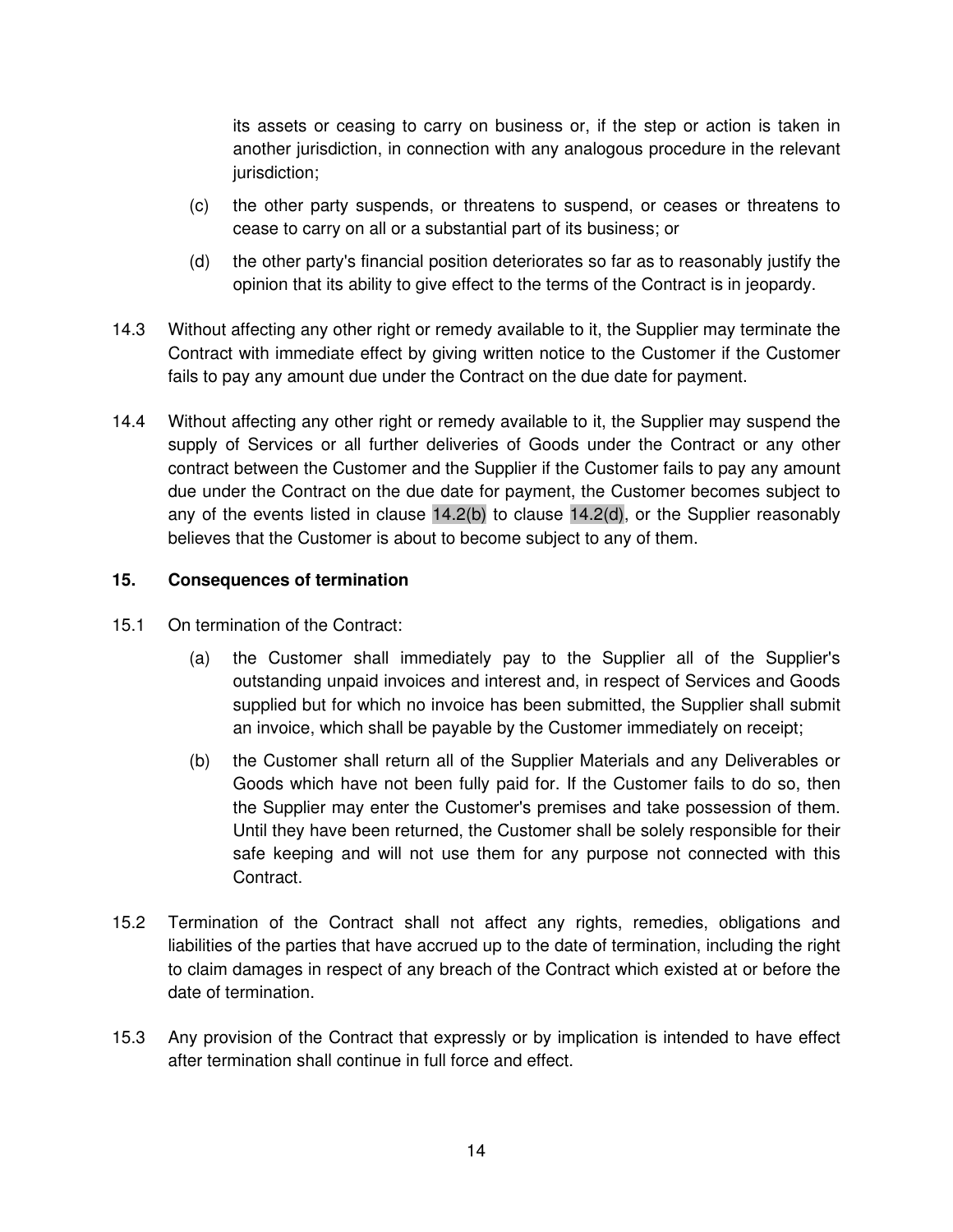its assets or ceasing to carry on business or, if the step or action is taken in another jurisdiction, in connection with any analogous procedure in the relevant jurisdiction;

(c) the other party suspends, or threatens to suspend, or ceases or threatens to cease to carry on all or a substantial part of its business; or

(d) the other party's financial position deteriorates so far as to reasonably justify the opinion that its ability to give effect to the terms of the Contract is in jeopardy.

14.3 Without affecting any other right or remedy available to it, the Supplier may terminate the Contract with immediate effect by giving written notice to the Customer if the Customer fails to pay any amount due under the Contract on the due date for payment.

14.4 Without affecting any other right or remedy available to it, the Supplier may suspend the supply of Services or all further deliveries of Goods under the Contract or any other contract between the Customer and the Supplier if the Customer fails to pay any amount due under the Contract on the due date for payment, the Customer becomes subject to any of the events listed in clause 14.2(b) to clause 14.2(d), or the Supplier reasonably believes that the Customer is about to become subject to any of them.

**15. Consequences of termination**

15.1 On termination of the Contract:

(a) the Customer shall immediately pay to the Supplier all of the Supplier's outstanding unpaid invoices and interest and, in respect of Services and Goods supplied but for which no invoice has been submitted, the Supplier shall submit an invoice, which shall be payable by the Customer immediately on receipt;

(b) the Customer shall return all of the Supplier Materials and any Deliverables or Goods which have not been fully paid for. If the Customer fails to do so, then the Supplier may enter the Customer's premises and take possession of them. Until they have been returned, the Customer shall be solely responsible for their safe keeping and will not use them for any purpose not connected with this Contract.

15.2 Termination of the Contract shall not affect any rights, remedies, obligations and liabilities of the parties that have accrued up to the date of termination, including the right to claim damages in respect of any breach of the Contract which existed at or before the date of termination.

15.3 Any provision of the Contract that expressly or by implication is intended to have effect after termination shall continue in full force and effect.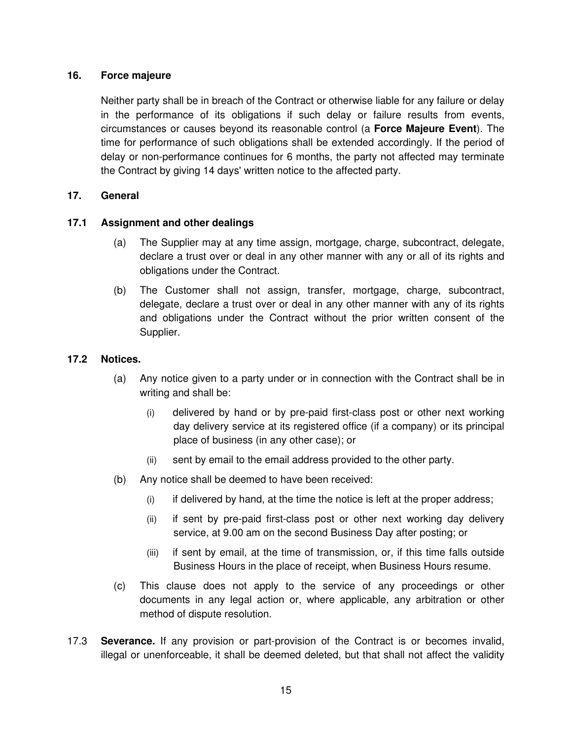## 16. Force majeure

Neither party shall be in breach of the Contract or otherwise liable for any failure or delay in the performance of its obligations if such delay or failure results from events, circumstances or causes beyond its reasonable control (a **Force Majeure Event**). The time for performance of such obligations shall be extended accordingly. If the period of delay or non-performance continues for 6 months, the party not affected may terminate the Contract by giving 14 days' written notice to the affected party.

## 17. General

### 17.1 Assignment and other dealings

(a) The Supplier may at any time assign, mortgage, charge, subcontract, delegate, declare a trust over or deal in any other manner with any or all of its rights and obligations under the Contract.

(b) The Customer shall not assign, transfer, mortgage, charge, subcontract, delegate, declare a trust over or deal in any other manner with any of its rights and obligations under the Contract without the prior written consent of the Supplier.

### 17.2 Notices.

(a) Any notice given to a party under or in connection with the Contract shall be in writing and shall be:

(i) delivered by hand or by pre-paid first-class post or other next working day delivery service at its registered office (if a company) or its principal place of business (in any other case); or

(ii) sent by email to the email address provided to the other party.

(b) Any notice shall be deemed to have been received:

(i) if delivered by hand, at the time the notice is left at the proper address;

(ii) if sent by pre-paid first-class post or other next working day delivery service, at 9.00 am on the second Business Day after posting; or

(iii) if sent by email, at the time of transmission, or, if this time falls outside Business Hours in the place of receipt, when Business Hours resume.

(c) This clause does not apply to the service of any proceedings or other documents in any legal action or, where applicable, any arbitration or other method of dispute resolution.

17.3 **Severance.** If any provision or part-provision of the Contract is or becomes invalid, illegal or unenforceable, it shall be deemed deleted, but that shall not affect the validity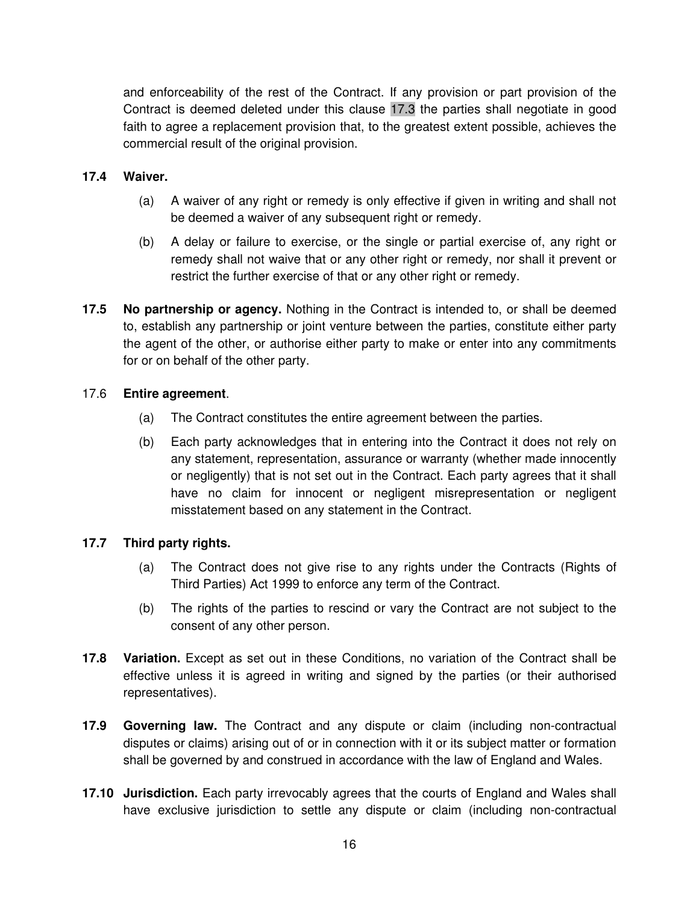and enforceability of the rest of the Contract. If any provision or part provision of the Contract is deemed deleted under this clause 17.3 the parties shall negotiate in good faith to agree a replacement provision that, to the greatest extent possible, achieves the commercial result of the original provision.

**17.4 Waiver.**

(a) A waiver of any right or remedy is only effective if given in writing and shall not be deemed a waiver of any subsequent right or remedy.

(b) A delay or failure to exercise, or the single or partial exercise of, any right or remedy shall not waive that or any other right or remedy, nor shall it prevent or restrict the further exercise of that or any other right or remedy.

**17.5 No partnership or agency.** Nothing in the Contract is intended to, or shall be deemed to, establish any partnership or joint venture between the parties, constitute either party the agent of the other, or authorise either party to make or enter into any commitments for or on behalf of the other party.

17.6 **Entire agreement**.

(a) The Contract constitutes the entire agreement between the parties.

(b) Each party acknowledges that in entering into the Contract it does not rely on any statement, representation, assurance or warranty (whether made innocently or negligently) that is not set out in the Contract. Each party agrees that it shall have no claim for innocent or negligent misrepresentation or negligent misstatement based on any statement in the Contract.

**17.7 Third party rights.**

(a) The Contract does not give rise to any rights under the Contracts (Rights of Third Parties) Act 1999 to enforce any term of the Contract.

(b) The rights of the parties to rescind or vary the Contract are not subject to the consent of any other person.

**17.8 Variation.** Except as set out in these Conditions, no variation of the Contract shall be effective unless it is agreed in writing and signed by the parties (or their authorised representatives).

**17.9 Governing law.** The Contract and any dispute or claim (including non-contractual disputes or claims) arising out of or in connection with it or its subject matter or formation shall be governed by and construed in accordance with the law of England and Wales.

**17.10 Jurisdiction.** Each party irrevocably agrees that the courts of England and Wales shall have exclusive jurisdiction to settle any dispute or claim (including non-contractual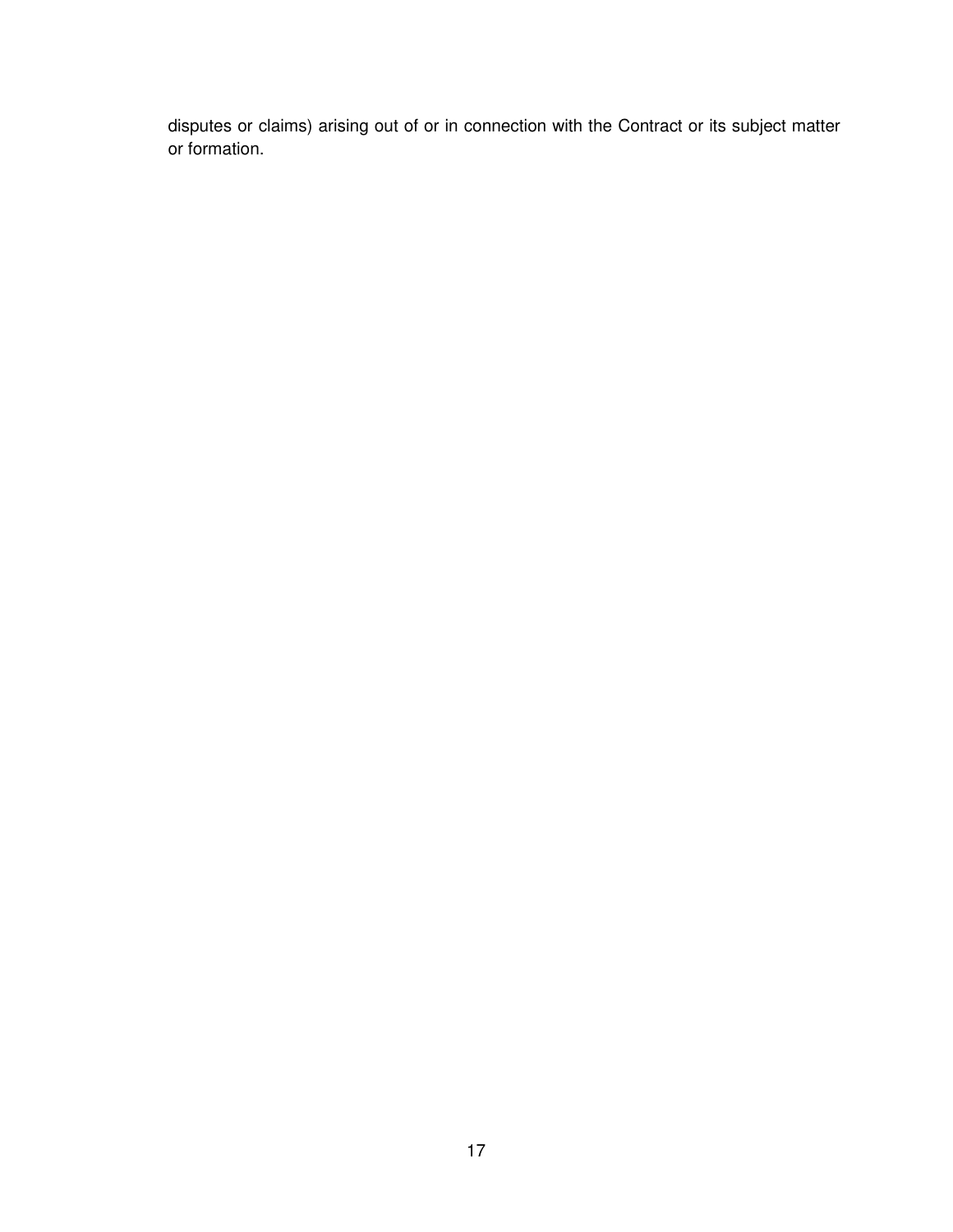disputes or claims) arising out of or in connection with the Contract or its subject matter or formation.